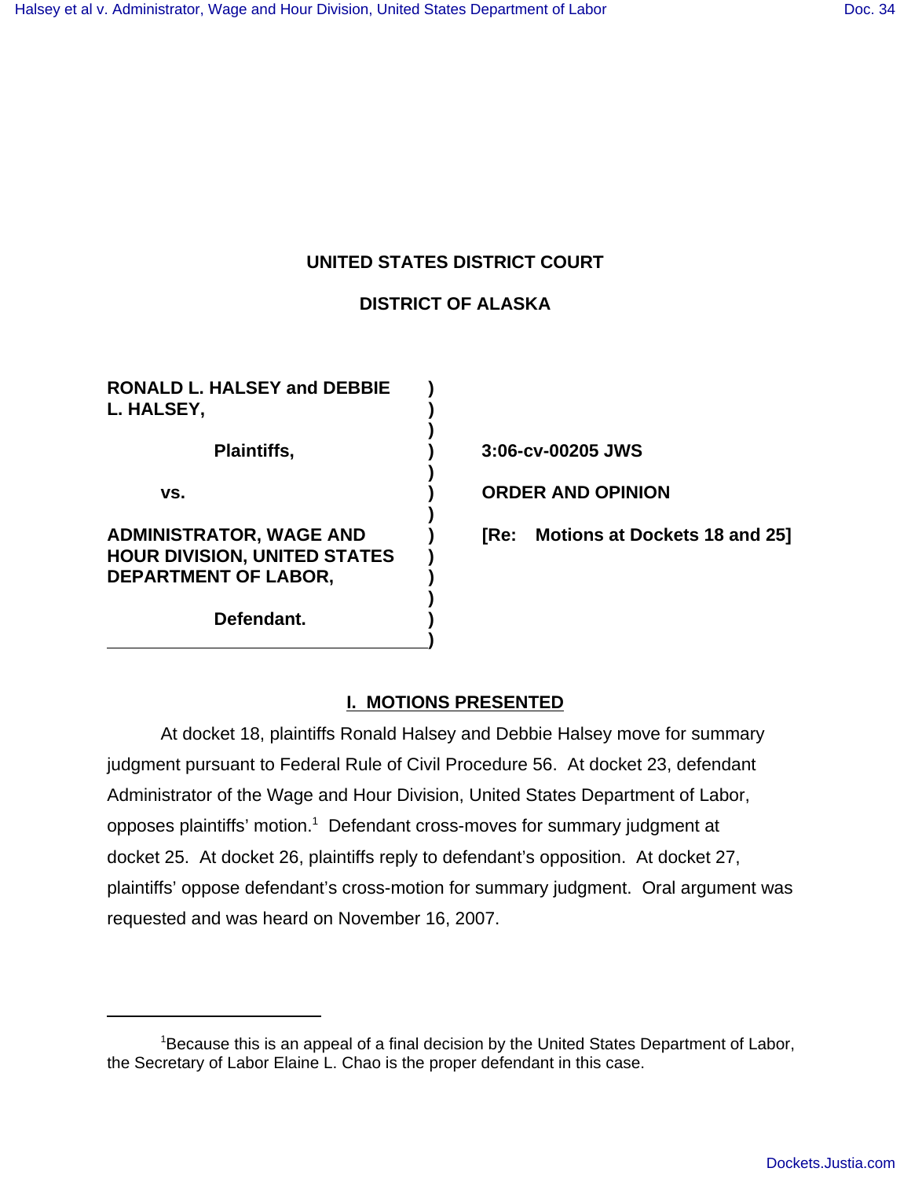# UNITED STATES DISTRICT COURT

# DISTRICT OF ALASKA

| | | |
|---|---|---|
| **RONALD L. HALSEY and DEBBIE L. HALSEY,** | ) | |
| **Plaintiffs,** | ) | **3:06-cv-00205 JWS** |
| **vs.** | ) | **ORDER AND OPINION** |
| **ADMINISTRATOR, WAGE AND HOUR DIVISION, UNITED STATES DEPARTMENT OF LABOR,** | ) | **[Re: Motions at Dockets 18 and 25]** |
| **Defendant.** | ) | |

## I. MOTIONS PRESENTED

At docket 18, plaintiffs Ronald Halsey and Debbie Halsey move for summary judgment pursuant to Federal Rule of Civil Procedure 56. At docket 23, defendant Administrator of the Wage and Hour Division, United States Department of Labor, opposes plaintiffs' motion.[1] Defendant cross-moves for summary judgment at docket 25. At docket 26, plaintiffs reply to defendant's opposition. At docket 27, plaintiffs' oppose defendant's cross-motion for summary judgment. Oral argument was requested and was heard on November 16, 2007.

---

[1] Because this is an appeal of a final decision by the United States Department of Labor, the Secretary of Labor Elaine L. Chao is the proper defendant in this case.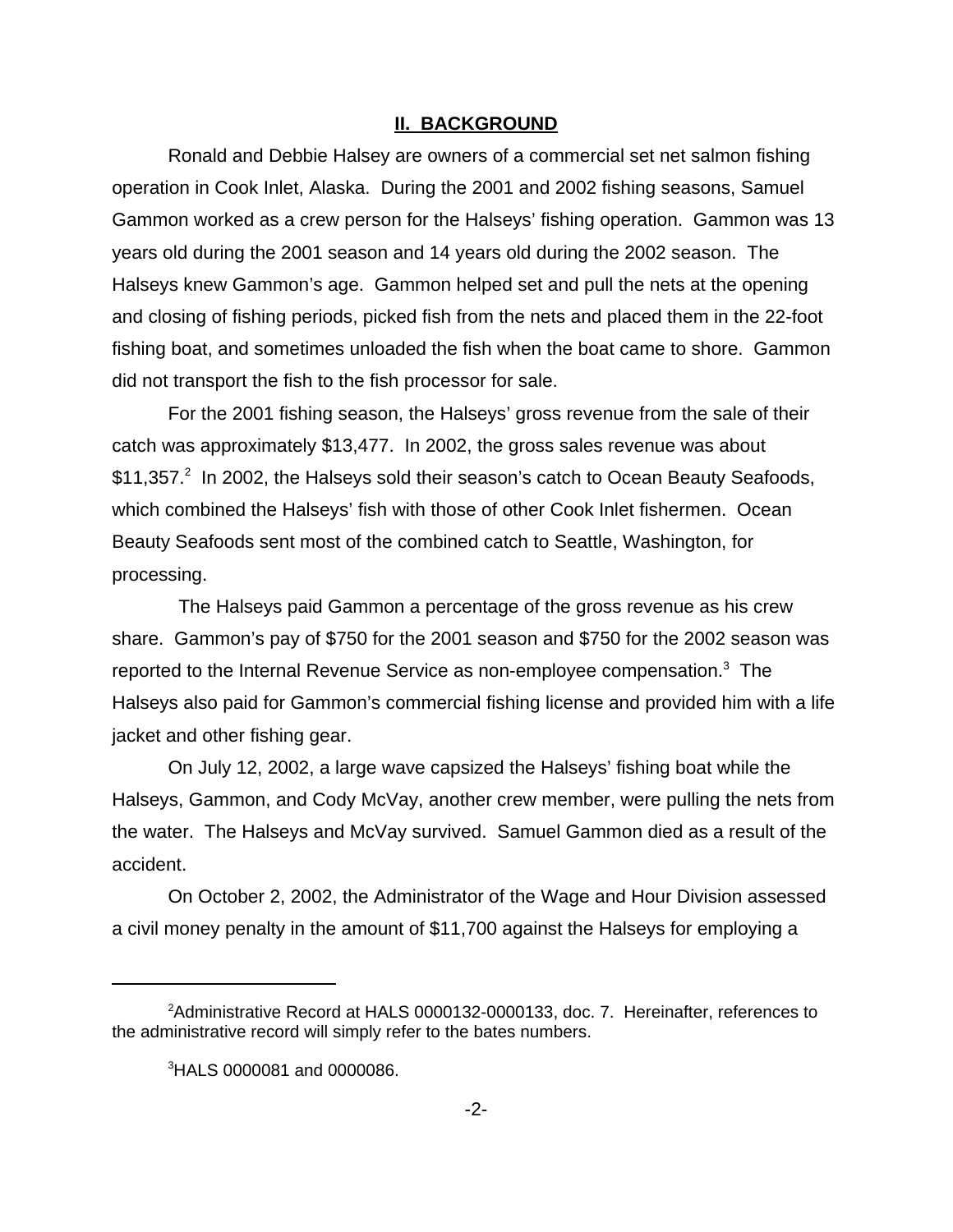## II. BACKGROUND

Ronald and Debbie Halsey are owners of a commercial set net salmon fishing operation in Cook Inlet, Alaska. During the 2001 and 2002 fishing seasons, Samuel Gammon worked as a crew person for the Halseys' fishing operation. Gammon was 13 years old during the 2001 season and 14 years old during the 2002 season. The Halseys knew Gammon's age. Gammon helped set and pull the nets at the opening and closing of fishing periods, picked fish from the nets and placed them in the 22-foot fishing boat, and sometimes unloaded the fish when the boat came to shore. Gammon did not transport the fish to the fish processor for sale.

For the 2001 fishing season, the Halseys' gross revenue from the sale of their catch was approximately $13,477. In 2002, the gross sales revenue was about $11,357.[2] In 2002, the Halseys sold their season's catch to Ocean Beauty Seafoods, which combined the Halseys' fish with those of other Cook Inlet fishermen. Ocean Beauty Seafoods sent most of the combined catch to Seattle, Washington, for processing.

The Halseys paid Gammon a percentage of the gross revenue as his crew share. Gammon's pay of $750 for the 2001 season and $750 for the 2002 season was reported to the Internal Revenue Service as non-employee compensation.[3] The Halseys also paid for Gammon's commercial fishing license and provided him with a life jacket and other fishing gear.

On July 12, 2002, a large wave capsized the Halseys' fishing boat while the Halseys, Gammon, and Cody McVay, another crew member, were pulling the nets from the water. The Halseys and McVay survived. Samuel Gammon died as a result of the accident.

On October 2, 2002, the Administrator of the Wage and Hour Division assessed a civil money penalty in the amount of $11,700 against the Halseys for employing a

---

[2] Administrative Record at HALS 0000132-0000133, doc. 7. Hereinafter, references to the administrative record will simply refer to the bates numbers.

[3] HALS 0000081 and 0000086.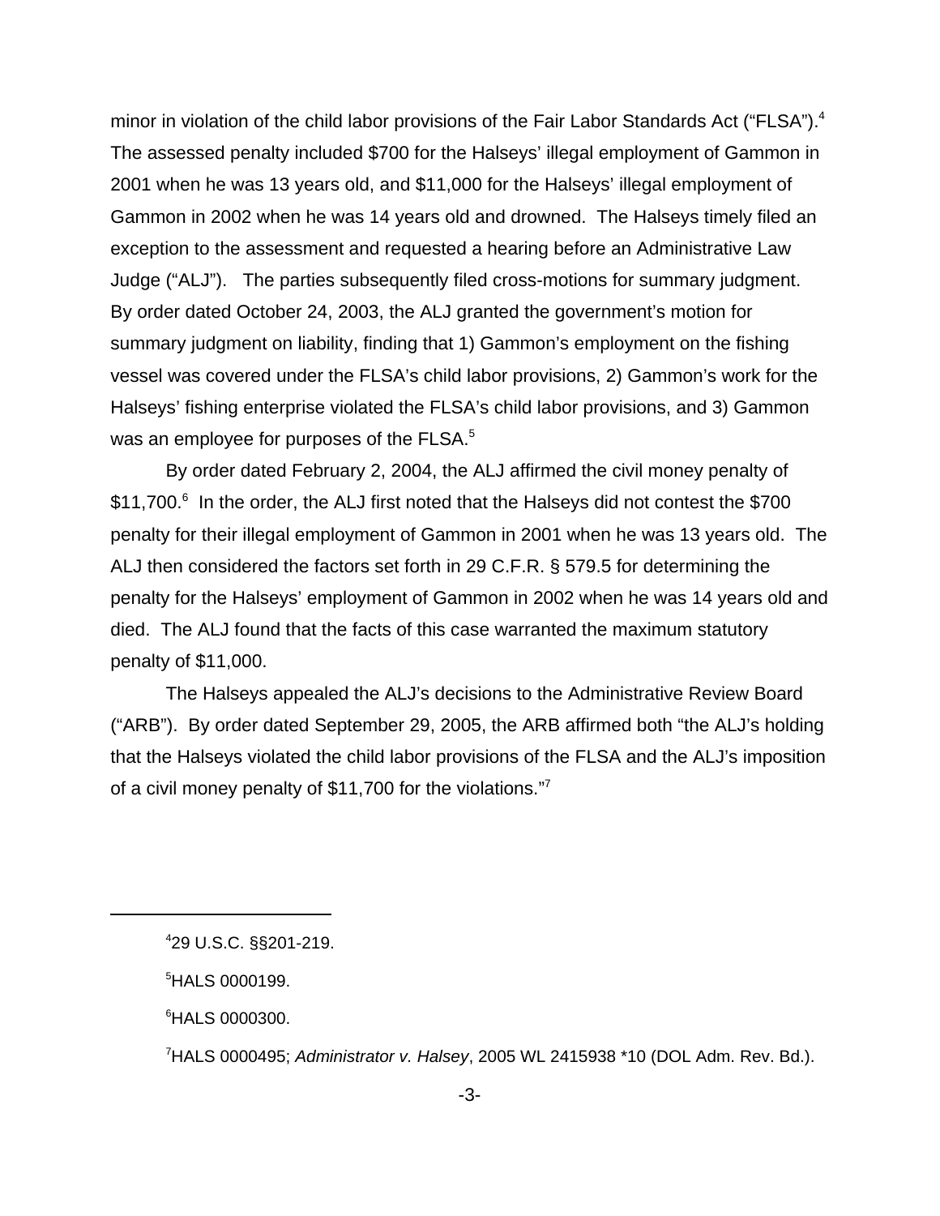minor in violation of the child labor provisions of the Fair Labor Standards Act ("FLSA").[4] The assessed penalty included $700 for the Halseys' illegal employment of Gammon in 2001 when he was 13 years old, and $11,000 for the Halseys' illegal employment of Gammon in 2002 when he was 14 years old and drowned. The Halseys timely filed an exception to the assessment and requested a hearing before an Administrative Law Judge ("ALJ"). The parties subsequently filed cross-motions for summary judgment. By order dated October 24, 2003, the ALJ granted the government's motion for summary judgment on liability, finding that 1) Gammon's employment on the fishing vessel was covered under the FLSA's child labor provisions, 2) Gammon's work for the Halseys' fishing enterprise violated the FLSA's child labor provisions, and 3) Gammon was an employee for purposes of the FLSA.[5]

By order dated February 2, 2004, the ALJ affirmed the civil money penalty of $11,700.[6] In the order, the ALJ first noted that the Halseys did not contest the $700 penalty for their illegal employment of Gammon in 2001 when he was 13 years old. The ALJ then considered the factors set forth in 29 C.F.R. § 579.5 for determining the penalty for the Halseys' employment of Gammon in 2002 when he was 14 years old and died. The ALJ found that the facts of this case warranted the maximum statutory penalty of $11,000.

The Halseys appealed the ALJ's decisions to the Administrative Review Board ("ARB"). By order dated September 29, 2005, the ARB affirmed both "the ALJ's holding that the Halseys violated the child labor provisions of the FLSA and the ALJ's imposition of a civil money penalty of $11,700 for the violations."[7]

---

[4] 29 U.S.C. §§201-219.

[5] HALS 0000199.

[6] HALS 0000300.

[7] HALS 0000495; *Administrator v. Halsey*, 2005 WL 2415938 *10 (DOL Adm. Rev. Bd.).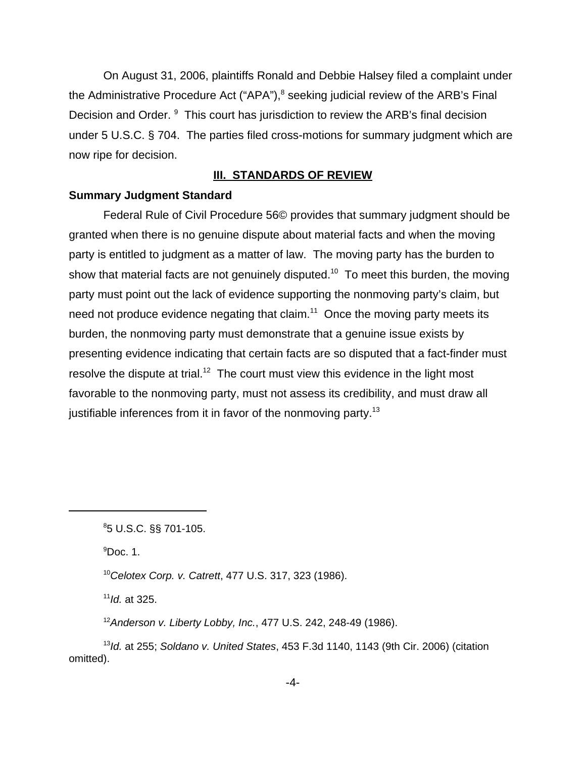On August 31, 2006, plaintiffs Ronald and Debbie Halsey filed a complaint under the Administrative Procedure Act ("APA"),[8] seeking judicial review of the ARB's Final Decision and Order. [9] This court has jurisdiction to review the ARB's final decision under 5 U.S.C. § 704. The parties filed cross-motions for summary judgment which are now ripe for decision.

## III. STANDARDS OF REVIEW

### Summary Judgment Standard

Federal Rule of Civil Procedure 56© provides that summary judgment should be granted when there is no genuine dispute about material facts and when the moving party is entitled to judgment as a matter of law. The moving party has the burden to show that material facts are not genuinely disputed.[10] To meet this burden, the moving party must point out the lack of evidence supporting the nonmoving party's claim, but need not produce evidence negating that claim.[11] Once the moving party meets its burden, the nonmoving party must demonstrate that a genuine issue exists by presenting evidence indicating that certain facts are so disputed that a fact-finder must resolve the dispute at trial.[12] The court must view this evidence in the light most favorable to the nonmoving party, must not assess its credibility, and must draw all justifiable inferences from it in favor of the nonmoving party.[13]

---

[8] 5 U.S.C. §§ 701-105.

[9] Doc. 1.

[10] *Celotex Corp. v. Catrett*, 477 U.S. 317, 323 (1986).

[11] *Id.* at 325.

[12] *Anderson v. Liberty Lobby, Inc.*, 477 U.S. 242, 248-49 (1986).

[13] *Id.* at 255; *Soldano v. United States*, 453 F.3d 1140, 1143 (9th Cir. 2006) (citation omitted).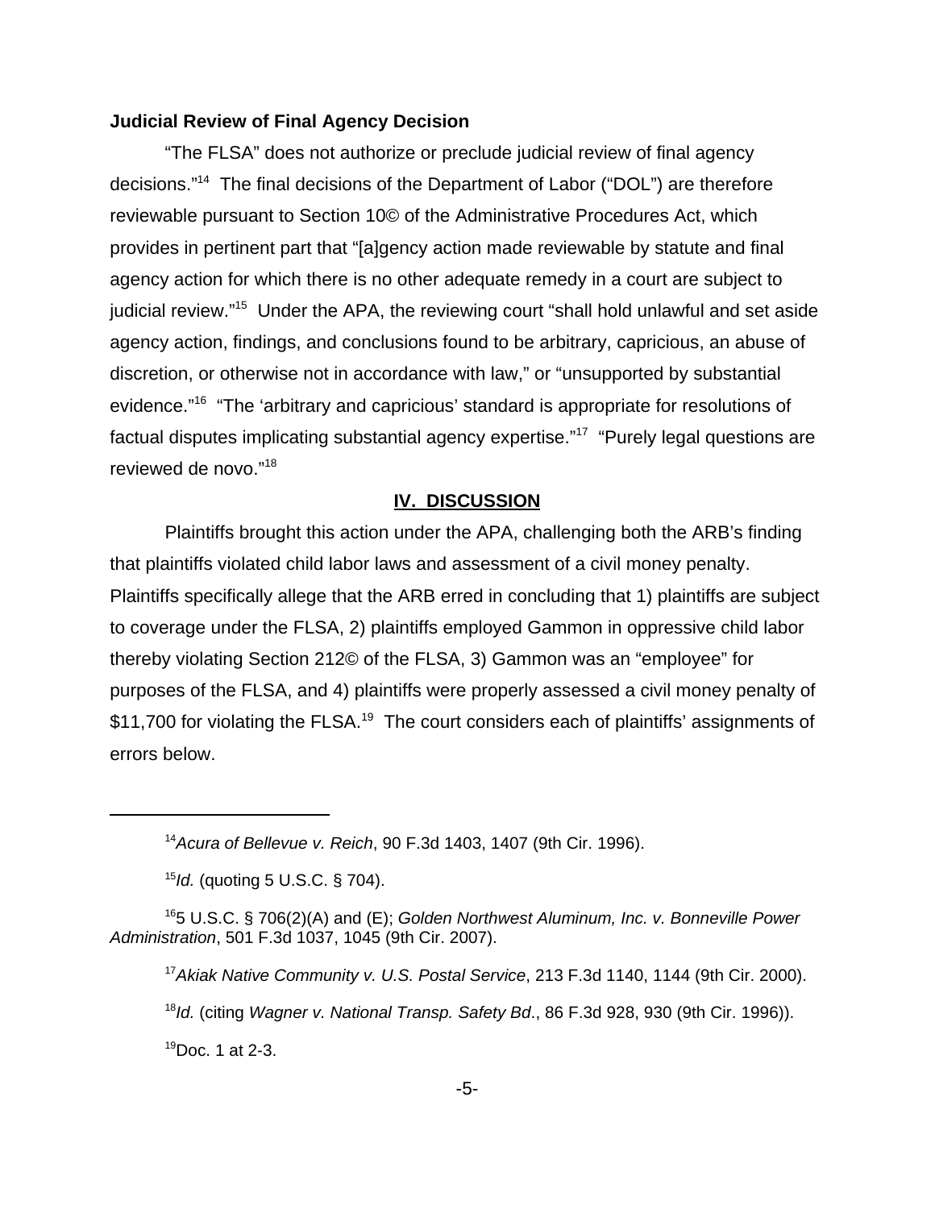**Judicial Review of Final Agency Decision**

"The FLSA" does not authorize or preclude judicial review of final agency decisions."[14] The final decisions of the Department of Labor ("DOL") are therefore reviewable pursuant to Section 10© of the Administrative Procedures Act, which provides in pertinent part that "[a]gency action made reviewable by statute and final agency action for which there is no other adequate remedy in a court are subject to judicial review."[15] Under the APA, the reviewing court "shall hold unlawful and set aside agency action, findings, and conclusions found to be arbitrary, capricious, an abuse of discretion, or otherwise not in accordance with law," or "unsupported by substantial evidence."[16] "The 'arbitrary and capricious' standard is appropriate for resolutions of factual disputes implicating substantial agency expertise."[17] "Purely legal questions are reviewed de novo."[18]

## IV. DISCUSSION

Plaintiffs brought this action under the APA, challenging both the ARB's finding that plaintiffs violated child labor laws and assessment of a civil money penalty. Plaintiffs specifically allege that the ARB erred in concluding that 1) plaintiffs are subject to coverage under the FLSA, 2) plaintiffs employed Gammon in oppressive child labor thereby violating Section 212© of the FLSA, 3) Gammon was an "employee" for purposes of the FLSA, and 4) plaintiffs were properly assessed a civil money penalty of $11,700 for violating the FLSA.[19] The court considers each of plaintiffs' assignments of errors below.

---

[14] *Acura of Bellevue v. Reich*, 90 F.3d 1403, 1407 (9th Cir. 1996).

[15] *Id.* (quoting 5 U.S.C. § 704).

[16] 5 U.S.C. § 706(2)(A) and (E); *Golden Northwest Aluminum, Inc. v. Bonneville Power Administration*, 501 F.3d 1037, 1045 (9th Cir. 2007).

[17] *Akiak Native Community v. U.S. Postal Service*, 213 F.3d 1140, 1144 (9th Cir. 2000).

[18] *Id.* (citing *Wagner v. National Transp. Safety Bd*., 86 F.3d 928, 930 (9th Cir. 1996)).

[19] Doc. 1 at 2-3.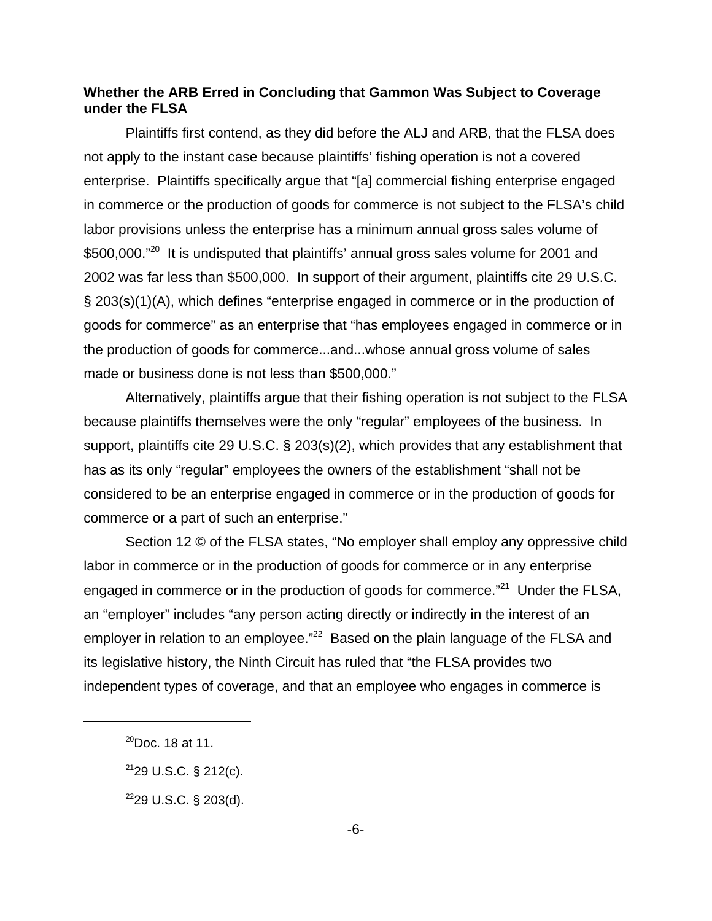**Whether the ARB Erred in Concluding that Gammon Was Subject to Coverage under the FLSA**

Plaintiffs first contend, as they did before the ALJ and ARB, that the FLSA does not apply to the instant case because plaintiffs' fishing operation is not a covered enterprise. Plaintiffs specifically argue that "[a] commercial fishing enterprise engaged in commerce or the production of goods for commerce is not subject to the FLSA's child labor provisions unless the enterprise has a minimum annual gross sales volume of $500,000."[20] It is undisputed that plaintiffs' annual gross sales volume for 2001 and 2002 was far less than $500,000. In support of their argument, plaintiffs cite 29 U.S.C. § 203(s)(1)(A), which defines "enterprise engaged in commerce or in the production of goods for commerce" as an enterprise that "has employees engaged in commerce or in the production of goods for commerce...and...whose annual gross volume of sales made or business done is not less than $500,000."

Alternatively, plaintiffs argue that their fishing operation is not subject to the FLSA because plaintiffs themselves were the only "regular" employees of the business. In support, plaintiffs cite 29 U.S.C. § 203(s)(2), which provides that any establishment that has as its only "regular" employees the owners of the establishment "shall not be considered to be an enterprise engaged in commerce or in the production of goods for commerce or a part of such an enterprise."

Section 12 © of the FLSA states, "No employer shall employ any oppressive child labor in commerce or in the production of goods for commerce or in any enterprise engaged in commerce or in the production of goods for commerce."[21] Under the FLSA, an "employer" includes "any person acting directly or indirectly in the interest of an employer in relation to an employee."[22] Based on the plain language of the FLSA and its legislative history, the Ninth Circuit has ruled that "the FLSA provides two independent types of coverage, and that an employee who engages in commerce is

---

[20] Doc. 18 at 11.

[21] 29 U.S.C. § 212(c).

[22] 29 U.S.C. § 203(d).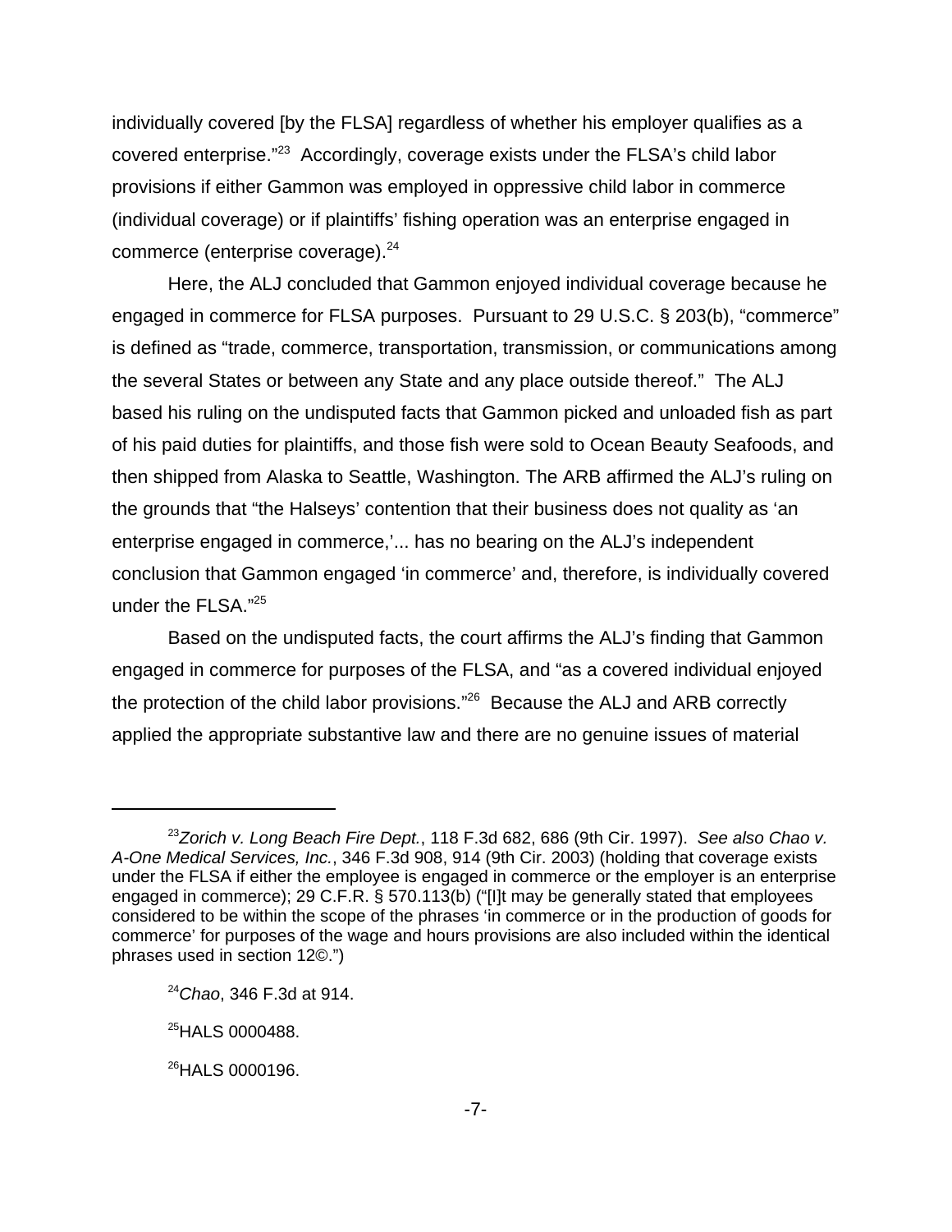individually covered [by the FLSA] regardless of whether his employer qualifies as a covered enterprise."[23] Accordingly, coverage exists under the FLSA's child labor provisions if either Gammon was employed in oppressive child labor in commerce (individual coverage) or if plaintiffs' fishing operation was an enterprise engaged in commerce (enterprise coverage).[24]

Here, the ALJ concluded that Gammon enjoyed individual coverage because he engaged in commerce for FLSA purposes. Pursuant to 29 U.S.C. § 203(b), "commerce" is defined as "trade, commerce, transportation, transmission, or communications among the several States or between any State and any place outside thereof." The ALJ based his ruling on the undisputed facts that Gammon picked and unloaded fish as part of his paid duties for plaintiffs, and those fish were sold to Ocean Beauty Seafoods, and then shipped from Alaska to Seattle, Washington. The ARB affirmed the ALJ's ruling on the grounds that "the Halseys' contention that their business does not quality as 'an enterprise engaged in commerce,'... has no bearing on the ALJ's independent conclusion that Gammon engaged 'in commerce' and, therefore, is individually covered under the FLSA."[25]

Based on the undisputed facts, the court affirms the ALJ's finding that Gammon engaged in commerce for purposes of the FLSA, and "as a covered individual enjoyed the protection of the child labor provisions."[26] Because the ALJ and ARB correctly applied the appropriate substantive law and there are no genuine issues of material

---

[23] *Zorich v. Long Beach Fire Dept.*, 118 F.3d 682, 686 (9th Cir. 1997). *See also Chao v. A-One Medical Services, Inc.*, 346 F.3d 908, 914 (9th Cir. 2003) (holding that coverage exists under the FLSA if either the employee is engaged in commerce or the employer is an enterprise engaged in commerce); 29 C.F.R. § 570.113(b) ("[I]t may be generally stated that employees considered to be within the scope of the phrases 'in commerce or in the production of goods for commerce' for purposes of the wage and hours provisions are also included within the identical phrases used in section 12©.")

[24] *Chao*, 346 F.3d at 914.

[25] HALS 0000488.

[26] HALS 0000196.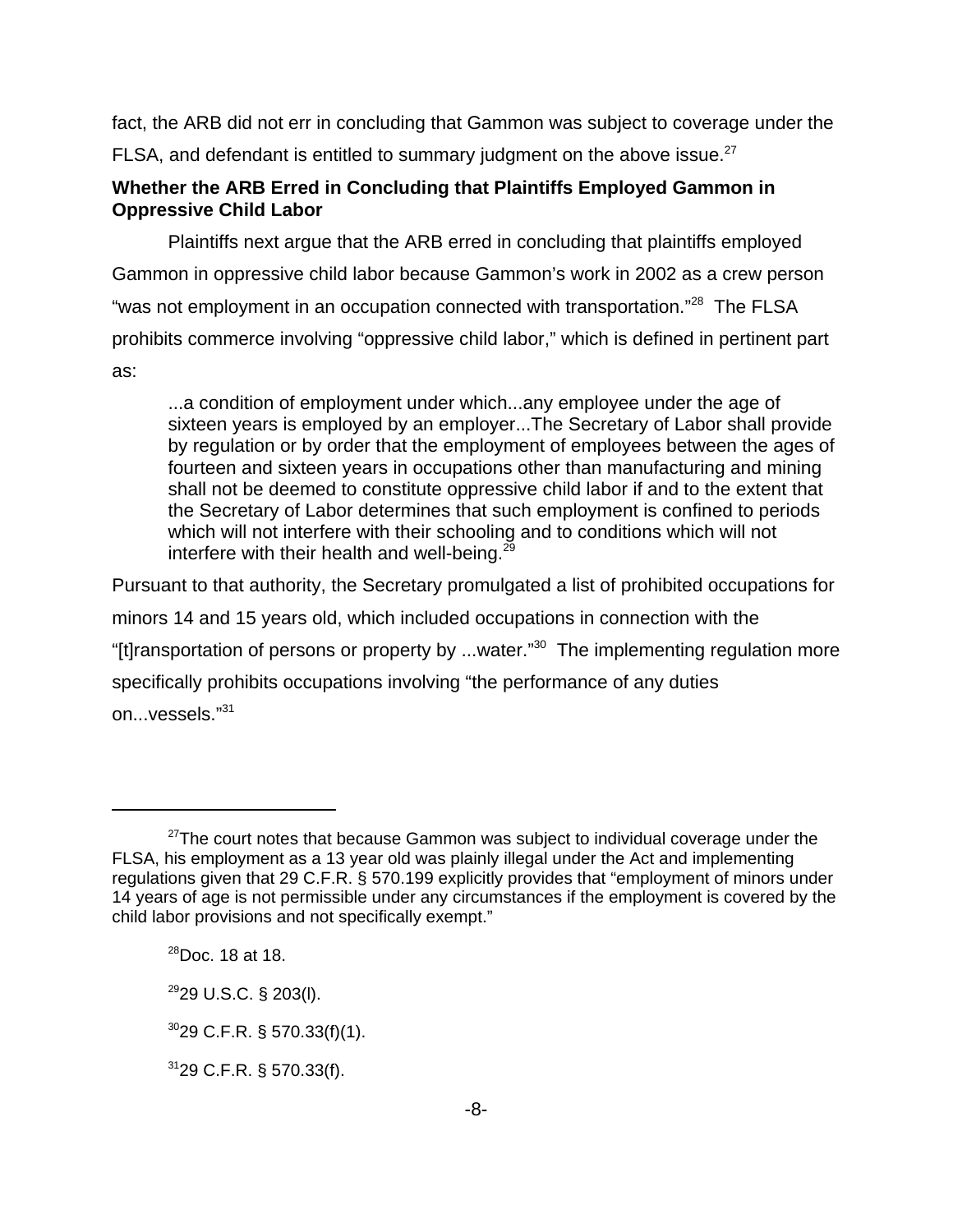fact, the ARB did not err in concluding that Gammon was subject to coverage under the FLSA, and defendant is entitled to summary judgment on the above issue.[27]

**Whether the ARB Erred in Concluding that Plaintiffs Employed Gammon in Oppressive Child Labor**

Plaintiffs next argue that the ARB erred in concluding that plaintiffs employed Gammon in oppressive child labor because Gammon's work in 2002 as a crew person "was not employment in an occupation connected with transportation."[28] The FLSA prohibits commerce involving "oppressive child labor," which is defined in pertinent part as:

> ...a condition of employment under which...any employee under the age of sixteen years is employed by an employer...The Secretary of Labor shall provide by regulation or by order that the employment of employees between the ages of fourteen and sixteen years in occupations other than manufacturing and mining shall not be deemed to constitute oppressive child labor if and to the extent that the Secretary of Labor determines that such employment is confined to periods which will not interfere with their schooling and to conditions which will not interfere with their health and well-being.[29]

Pursuant to that authority, the Secretary promulgated a list of prohibited occupations for minors 14 and 15 years old, which included occupations in connection with the "[t]ransportation of persons or property by ...water."[30] The implementing regulation more specifically prohibits occupations involving "the performance of any duties on...vessels."[31]

---

[27] The court notes that because Gammon was subject to individual coverage under the FLSA, his employment as a 13 year old was plainly illegal under the Act and implementing regulations given that 29 C.F.R. § 570.199 explicitly provides that "employment of minors under 14 years of age is not permissible under any circumstances if the employment is covered by the child labor provisions and not specifically exempt."

[28] Doc. 18 at 18.

[29] 29 U.S.C. § 203(l).

[30] 29 C.F.R. § 570.33(f)(1).

[31] 29 C.F.R. § 570.33(f).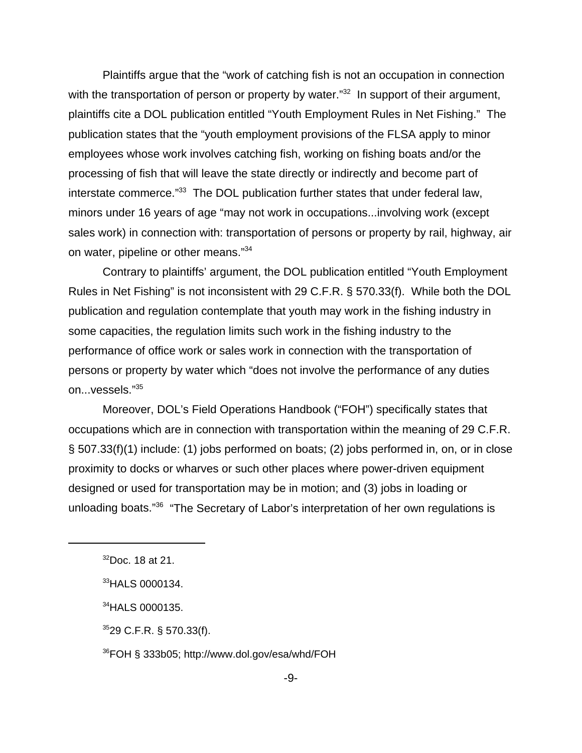Plaintiffs argue that the "work of catching fish is not an occupation in connection with the transportation of person or property by water."[32] In support of their argument, plaintiffs cite a DOL publication entitled "Youth Employment Rules in Net Fishing." The publication states that the "youth employment provisions of the FLSA apply to minor employees whose work involves catching fish, working on fishing boats and/or the processing of fish that will leave the state directly or indirectly and become part of interstate commerce."[33] The DOL publication further states that under federal law, minors under 16 years of age "may not work in occupations...involving work (except sales work) in connection with: transportation of persons or property by rail, highway, air on water, pipeline or other means."[34]

Contrary to plaintiffs' argument, the DOL publication entitled "Youth Employment Rules in Net Fishing" is not inconsistent with 29 C.F.R. § 570.33(f). While both the DOL publication and regulation contemplate that youth may work in the fishing industry in some capacities, the regulation limits such work in the fishing industry to the performance of office work or sales work in connection with the transportation of persons or property by water which "does not involve the performance of any duties on...vessels."[35]

Moreover, DOL's Field Operations Handbook ("FOH") specifically states that occupations which are in connection with transportation within the meaning of 29 C.F.R. § 507.33(f)(1) include: (1) jobs performed on boats; (2) jobs performed in, on, or in close proximity to docks or wharves or such other places where power-driven equipment designed or used for transportation may be in motion; and (3) jobs in loading or unloading boats."[36] "The Secretary of Labor's interpretation of her own regulations is

---

[32] Doc. 18 at 21.

[33] HALS 0000134.

[34] HALS 0000135.

[35] 29 C.F.R. § 570.33(f).

[36] FOH § 333b05; http://www.dol.gov/esa/whd/FOH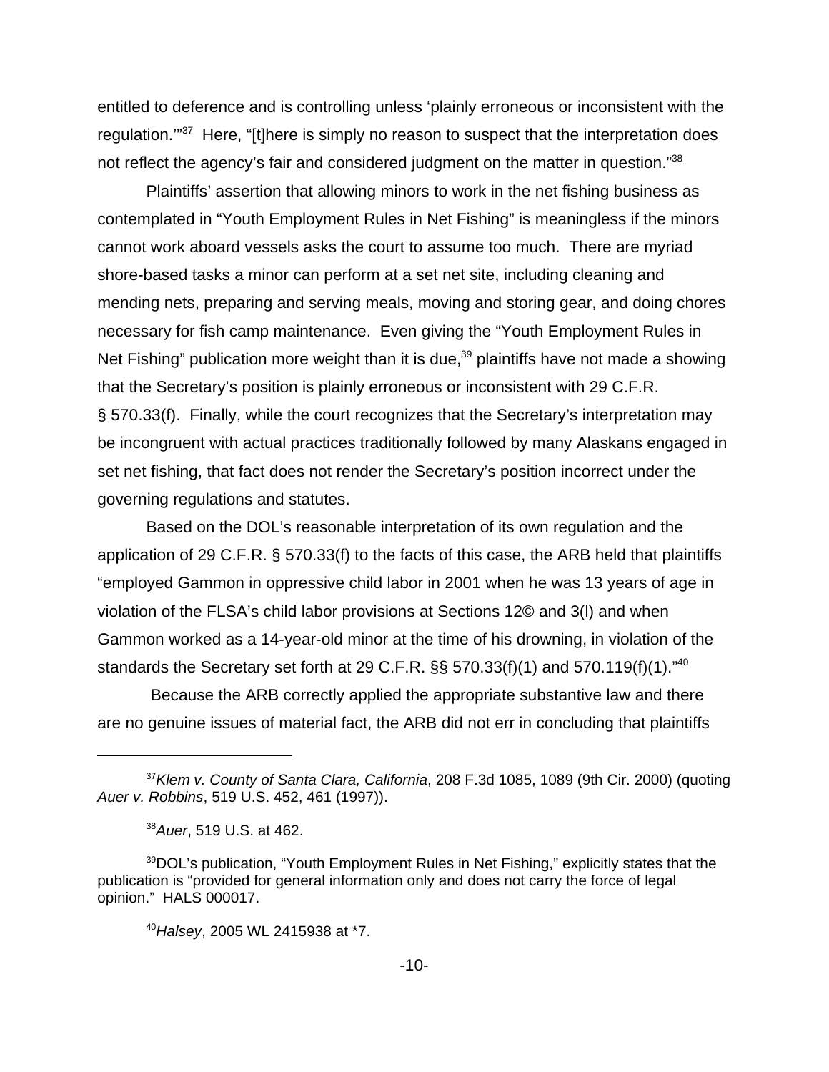entitled to deference and is controlling unless 'plainly erroneous or inconsistent with the regulation.'"[37] Here, "[t]here is simply no reason to suspect that the interpretation does not reflect the agency's fair and considered judgment on the matter in question."[38]

Plaintiffs' assertion that allowing minors to work in the net fishing business as contemplated in "Youth Employment Rules in Net Fishing" is meaningless if the minors cannot work aboard vessels asks the court to assume too much. There are myriad shore-based tasks a minor can perform at a set net site, including cleaning and mending nets, preparing and serving meals, moving and storing gear, and doing chores necessary for fish camp maintenance. Even giving the "Youth Employment Rules in Net Fishing" publication more weight than it is due,[39] plaintiffs have not made a showing that the Secretary's position is plainly erroneous or inconsistent with 29 C.F.R. § 570.33(f). Finally, while the court recognizes that the Secretary's interpretation may be incongruent with actual practices traditionally followed by many Alaskans engaged in set net fishing, that fact does not render the Secretary's position incorrect under the governing regulations and statutes.

Based on the DOL's reasonable interpretation of its own regulation and the application of 29 C.F.R. § 570.33(f) to the facts of this case, the ARB held that plaintiffs "employed Gammon in oppressive child labor in 2001 when he was 13 years of age in violation of the FLSA's child labor provisions at Sections 12© and 3(l) and when Gammon worked as a 14-year-old minor at the time of his drowning, in violation of the standards the Secretary set forth at 29 C.F.R. §§ 570.33(f)(1) and 570.119(f)(1)."[40]

Because the ARB correctly applied the appropriate substantive law and there are no genuine issues of material fact, the ARB did not err in concluding that plaintiffs

---

[37]*Klem v. County of Santa Clara, California*, 208 F.3d 1085, 1089 (9th Cir. 2000) (quoting *Auer v. Robbins*, 519 U.S. 452, 461 (1997)).

[38]*Auer*, 519 U.S. at 462.

[39]DOL's publication, "Youth Employment Rules in Net Fishing," explicitly states that the publication is "provided for general information only and does not carry the force of legal opinion." HALS 000017.

[40]*Halsey*, 2005 WL 2415938 at *7.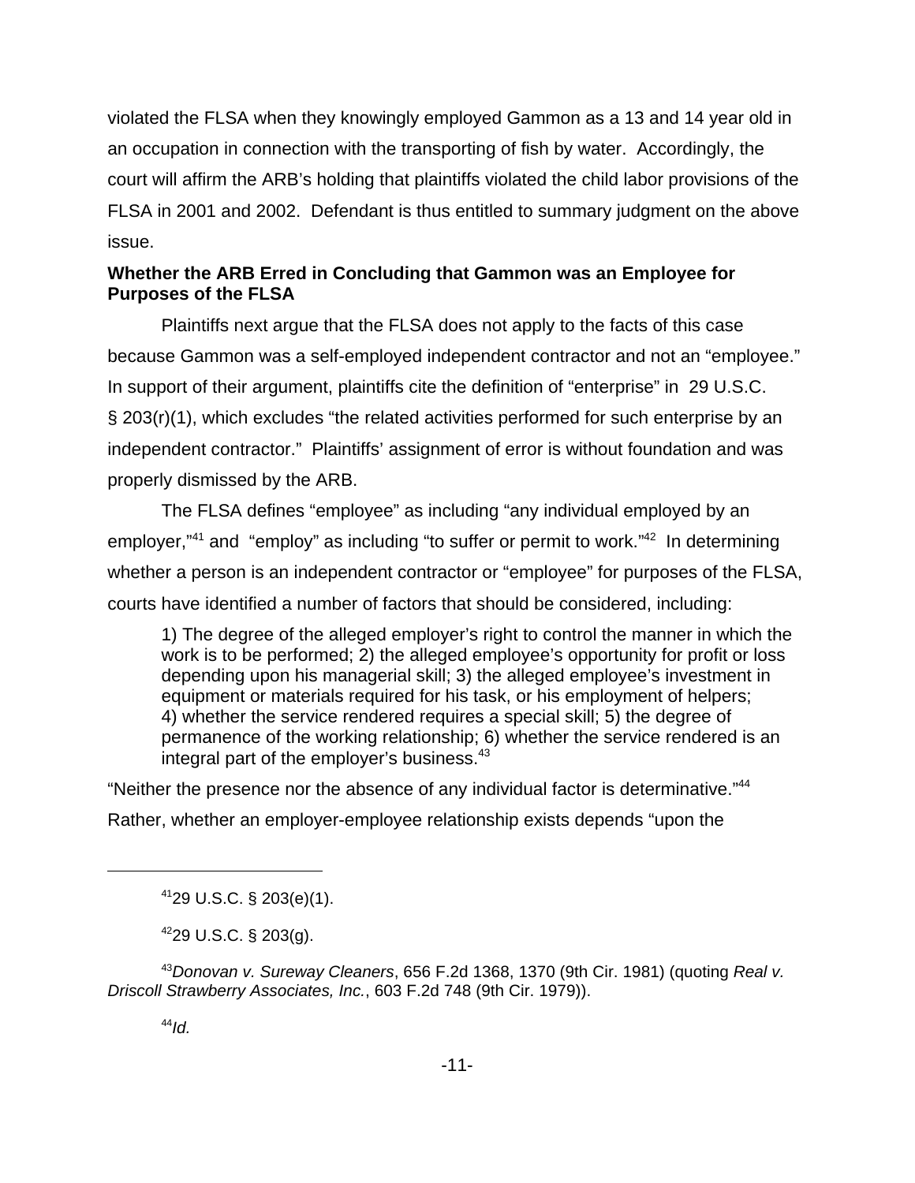violated the FLSA when they knowingly employed Gammon as a 13 and 14 year old in an occupation in connection with the transporting of fish by water. Accordingly, the court will affirm the ARB's holding that plaintiffs violated the child labor provisions of the FLSA in 2001 and 2002. Defendant is thus entitled to summary judgment on the above issue.

**Whether the ARB Erred in Concluding that Gammon was an Employee for Purposes of the FLSA**

Plaintiffs next argue that the FLSA does not apply to the facts of this case because Gammon was a self-employed independent contractor and not an "employee." In support of their argument, plaintiffs cite the definition of "enterprise" in 29 U.S.C. § 203(r)(1), which excludes "the related activities performed for such enterprise by an independent contractor." Plaintiffs' assignment of error is without foundation and was properly dismissed by the ARB.

The FLSA defines "employee" as including "any individual employed by an employer,"[41] and "employ" as including "to suffer or permit to work."[42] In determining whether a person is an independent contractor or "employee" for purposes of the FLSA, courts have identified a number of factors that should be considered, including:

> 1) The degree of the alleged employer's right to control the manner in which the work is to be performed; 2) the alleged employee's opportunity for profit or loss depending upon his managerial skill; 3) the alleged employee's investment in equipment or materials required for his task, or his employment of helpers; 4) whether the service rendered requires a special skill; 5) the degree of permanence of the working relationship; 6) whether the service rendered is an integral part of the employer's business.[43]

"Neither the presence nor the absence of any individual factor is determinative."[44] Rather, whether an employer-employee relationship exists depends "upon the

---

[41]29 U.S.C. § 203(e)(1).

[42]29 U.S.C. § 203(g).

[43]*Donovan v. Sureway Cleaners*, 656 F.2d 1368, 1370 (9th Cir. 1981) (quoting *Real v. Driscoll Strawberry Associates, Inc.*, 603 F.2d 748 (9th Cir. 1979)).

[44]*Id.*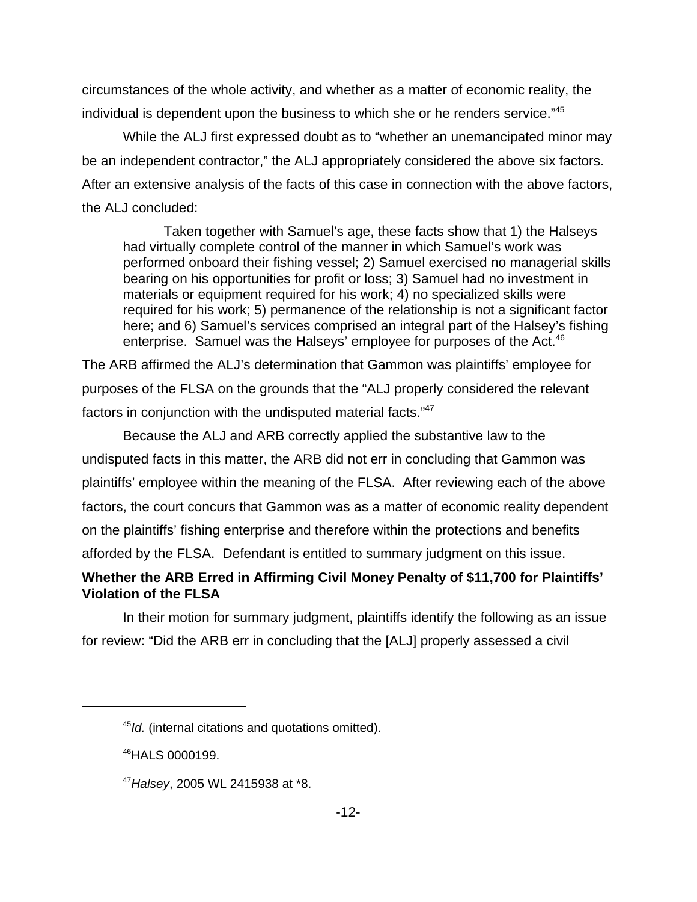circumstances of the whole activity, and whether as a matter of economic reality, the individual is dependent upon the business to which she or he renders service."[45]

While the ALJ first expressed doubt as to "whether an unemancipated minor may be an independent contractor," the ALJ appropriately considered the above six factors. After an extensive analysis of the facts of this case in connection with the above factors, the ALJ concluded:

> Taken together with Samuel's age, these facts show that 1) the Halseys had virtually complete control of the manner in which Samuel's work was performed onboard their fishing vessel; 2) Samuel exercised no managerial skills bearing on his opportunities for profit or loss; 3) Samuel had no investment in materials or equipment required for his work; 4) no specialized skills were required for his work; 5) permanence of the relationship is not a significant factor here; and 6) Samuel's services comprised an integral part of the Halsey's fishing enterprise. Samuel was the Halseys' employee for purposes of the Act.[46]

The ARB affirmed the ALJ's determination that Gammon was plaintiffs' employee for purposes of the FLSA on the grounds that the "ALJ properly considered the relevant factors in conjunction with the undisputed material facts."[47]

Because the ALJ and ARB correctly applied the substantive law to the undisputed facts in this matter, the ARB did not err in concluding that Gammon was plaintiffs' employee within the meaning of the FLSA. After reviewing each of the above factors, the court concurs that Gammon was as a matter of economic reality dependent on the plaintiffs' fishing enterprise and therefore within the protections and benefits afforded by the FLSA. Defendant is entitled to summary judgment on this issue.

**Whether the ARB Erred in Affirming Civil Money Penalty of $11,700 for Plaintiffs' Violation of the FLSA**

In their motion for summary judgment, plaintiffs identify the following as an issue for review: "Did the ARB err in concluding that the [ALJ] properly assessed a civil

---

[45]*Id.* (internal citations and quotations omitted).

[46]HALS 0000199.

[47]*Halsey*, 2005 WL 2415938 at *8.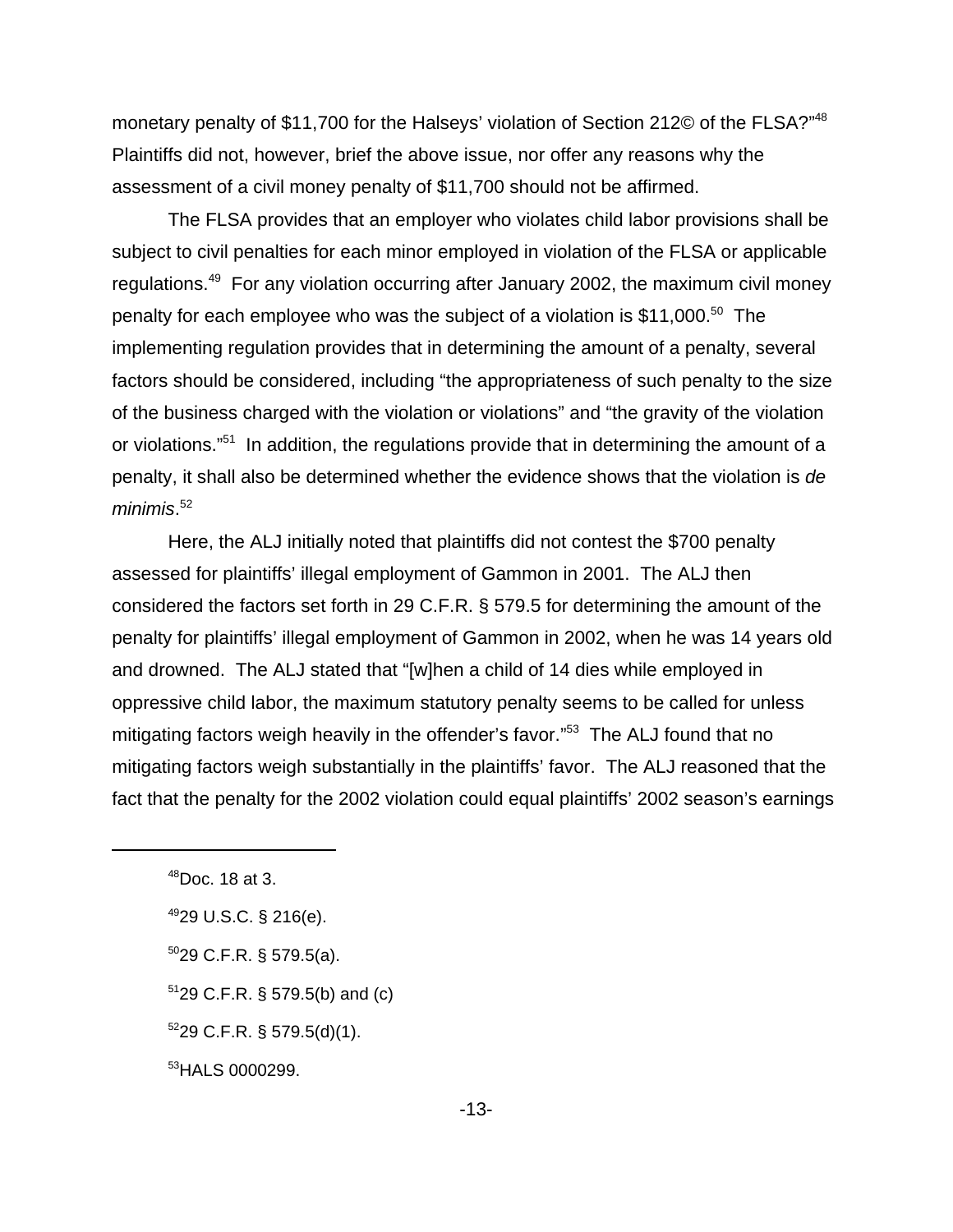monetary penalty of $11,700 for the Halseys' violation of Section 212© of the FLSA?"[48] Plaintiffs did not, however, brief the above issue, nor offer any reasons why the assessment of a civil money penalty of $11,700 should not be affirmed.

The FLSA provides that an employer who violates child labor provisions shall be subject to civil penalties for each minor employed in violation of the FLSA or applicable regulations.[49] For any violation occurring after January 2002, the maximum civil money penalty for each employee who was the subject of a violation is $11,000.[50] The implementing regulation provides that in determining the amount of a penalty, several factors should be considered, including "the appropriateness of such penalty to the size of the business charged with the violation or violations" and "the gravity of the violation or violations."[51] In addition, the regulations provide that in determining the amount of a penalty, it shall also be determined whether the evidence shows that the violation is *de minimis*.[52]

Here, the ALJ initially noted that plaintiffs did not contest the $700 penalty assessed for plaintiffs' illegal employment of Gammon in 2001. The ALJ then considered the factors set forth in 29 C.F.R. § 579.5 for determining the amount of the penalty for plaintiffs' illegal employment of Gammon in 2002, when he was 14 years old and drowned. The ALJ stated that "[w]hen a child of 14 dies while employed in oppressive child labor, the maximum statutory penalty seems to be called for unless mitigating factors weigh heavily in the offender's favor."[53] The ALJ found that no mitigating factors weigh substantially in the plaintiffs' favor. The ALJ reasoned that the fact that the penalty for the 2002 violation could equal plaintiffs' 2002 season's earnings

---

[48] Doc. 18 at 3.

[49] 29 U.S.C. § 216(e).

[50] 29 C.F.R. § 579.5(a).

[51] 29 C.F.R. § 579.5(b) and (c)

[52] 29 C.F.R. § 579.5(d)(1).

[53] HALS 0000299.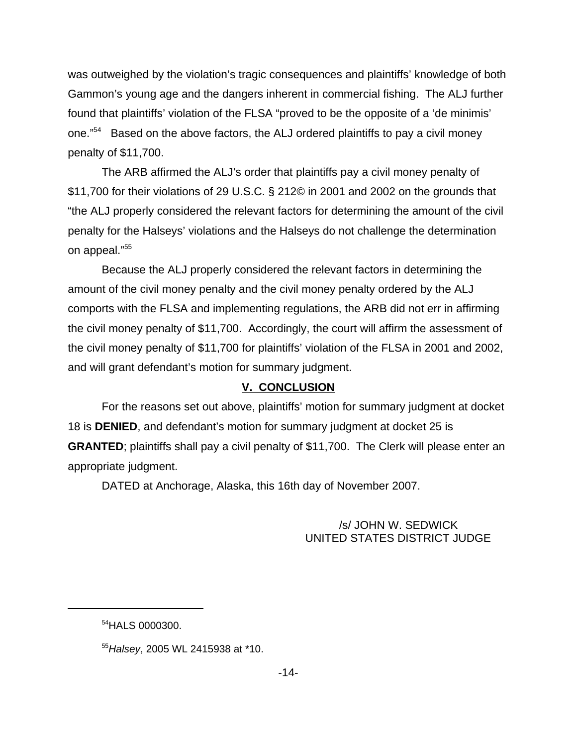was outweighed by the violation's tragic consequences and plaintiffs' knowledge of both Gammon's young age and the dangers inherent in commercial fishing. The ALJ further found that plaintiffs' violation of the FLSA "proved to be the opposite of a 'de minimis' one."[54] Based on the above factors, the ALJ ordered plaintiffs to pay a civil money penalty of $11,700.

The ARB affirmed the ALJ's order that plaintiffs pay a civil money penalty of $11,700 for their violations of 29 U.S.C. § 212© in 2001 and 2002 on the grounds that "the ALJ properly considered the relevant factors for determining the amount of the civil penalty for the Halseys' violations and the Halseys do not challenge the determination on appeal."[55]

Because the ALJ properly considered the relevant factors in determining the amount of the civil money penalty and the civil money penalty ordered by the ALJ comports with the FLSA and implementing regulations, the ARB did not err in affirming the civil money penalty of $11,700. Accordingly, the court will affirm the assessment of the civil money penalty of $11,700 for plaintiffs' violation of the FLSA in 2001 and 2002, and will grant defendant's motion for summary judgment.

## V. CONCLUSION

For the reasons set out above, plaintiffs' motion for summary judgment at docket 18 is **DENIED**, and defendant's motion for summary judgment at docket 25 is **GRANTED**; plaintiffs shall pay a civil penalty of $11,700. The Clerk will please enter an appropriate judgment.

DATED at Anchorage, Alaska, this 16th day of November 2007.

/s/ JOHN W. SEDWICK
UNITED STATES DISTRICT JUDGE

---

[54] HALS 0000300.

[55] *Halsey*, 2005 WL 2415938 at *10.